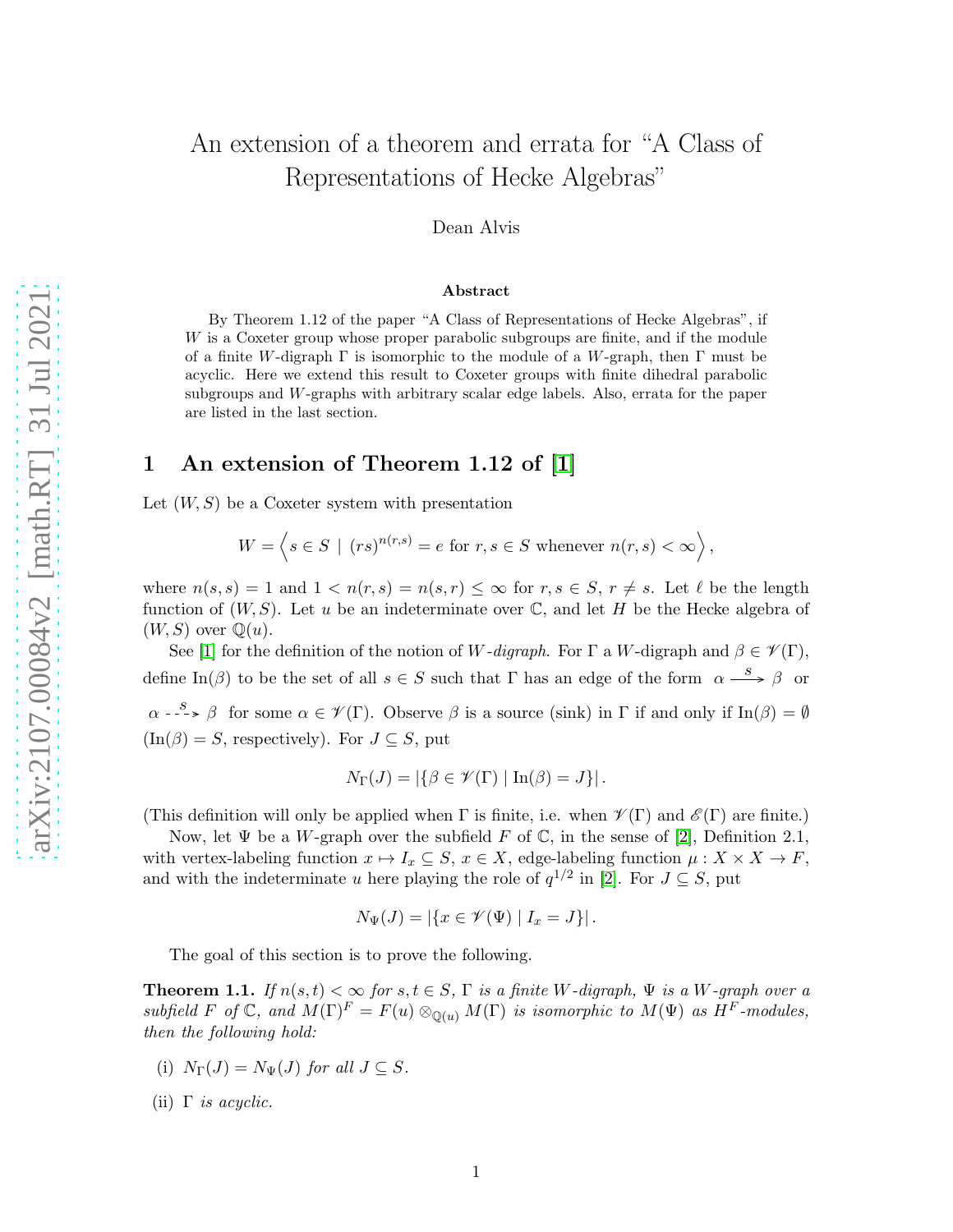# An extension of a theorem and errata for "A Class of Representations of Hecke Algebras"

Dean Alvis

**Abstract**

By Theorem 1.12 of the paper "A Class of Representations of Hecke Algebras", if $W$ is a Coxeter group whose proper parabolic subgroups are finite, and if the module of a finite $W$-digraph $\Gamma$ is isomorphic to the module of a $W$-graph, then $\Gamma$ must be acyclic. Here we extend this result to Coxeter groups with finite dihedral parabolic subgroups and $W$-graphs with arbitrary scalar edge labels. Also, errata for the paper are listed in the last section.

## 1 An extension of Theorem 1.12 of [1]

Let $(W, S)$ be a Coxeter system with presentation

$$W = \left\langle s \in S \mid (rs)^{n(r,s)} = e \text{ for } r, s \in S \text{ whenever } n(r,s) < \infty \right\rangle,$$

where $n(s,s) = 1$ and $1 < n(r,s) = n(s,r) \leq \infty$ for $r, s \in S$, $r \neq s$. Let $\ell$ be the length function of $(W, S)$. Let $u$ be an indeterminate over $\mathbb{C}$, and let $H$ be the Hecke algebra of $(W, S)$ over $\mathbb{Q}(u)$.

See [1] for the definition of the notion of *$W$-digraph*. For $\Gamma$ a $W$-digraph and $\beta \in \mathscr{V}(\Gamma)$, define $\mathrm{In}(\beta)$ to be the set of all $s \in S$ such that $\Gamma$ has an edge of the form $\alpha \xrightarrow{s} \beta$ or $\alpha \overset{s}{\dashrightarrow} \beta$ for some $\alpha \in \mathscr{V}(\Gamma)$. Observe $\beta$ is a source (sink) in $\Gamma$ if and only if $\mathrm{In}(\beta) = \emptyset$ ($\mathrm{In}(\beta) = S$, respectively). For $J \subseteq S$, put

$$N_\Gamma(J) = |\{\beta \in \mathscr{V}(\Gamma) \mid \mathrm{In}(\beta) = J\}|.$$

(This definition will only be applied when $\Gamma$ is finite, i.e. when $\mathscr{V}(\Gamma)$ and $\mathscr{E}(\Gamma)$ are finite.)

Now, let $\Psi$ be a $W$-graph over the subfield $F$ of $\mathbb{C}$, in the sense of [2], Definition 2.1, with vertex-labeling function $x \mapsto I_x \subseteq S$, $x \in X$, edge-labeling function $\mu : X \times X \to F$, and with the indeterminate $u$ here playing the role of $q^{1/2}$ in [2]. For $J \subseteq S$, put

$$N_\Psi(J) = |\{x \in \mathscr{V}(\Psi) \mid I_x = J\}|.$$

The goal of this section is to prove the following.

**Theorem 1.1.** *If $n(s,t) < \infty$ for $s, t \in S$, $\Gamma$ is a finite $W$-digraph, $\Psi$ is a $W$-graph over a subfield $F$ of $\mathbb{C}$, and $M(\Gamma)^F = F(u) \otimes_{\mathbb{Q}(u)} M(\Gamma)$ is isomorphic to $M(\Psi)$ as $H^F$-modules, then the following hold:*

(i) *$N_\Gamma(J) = N_\Psi(J)$ for all $J \subseteq S$.*

(ii) *$\Gamma$ is acyclic.*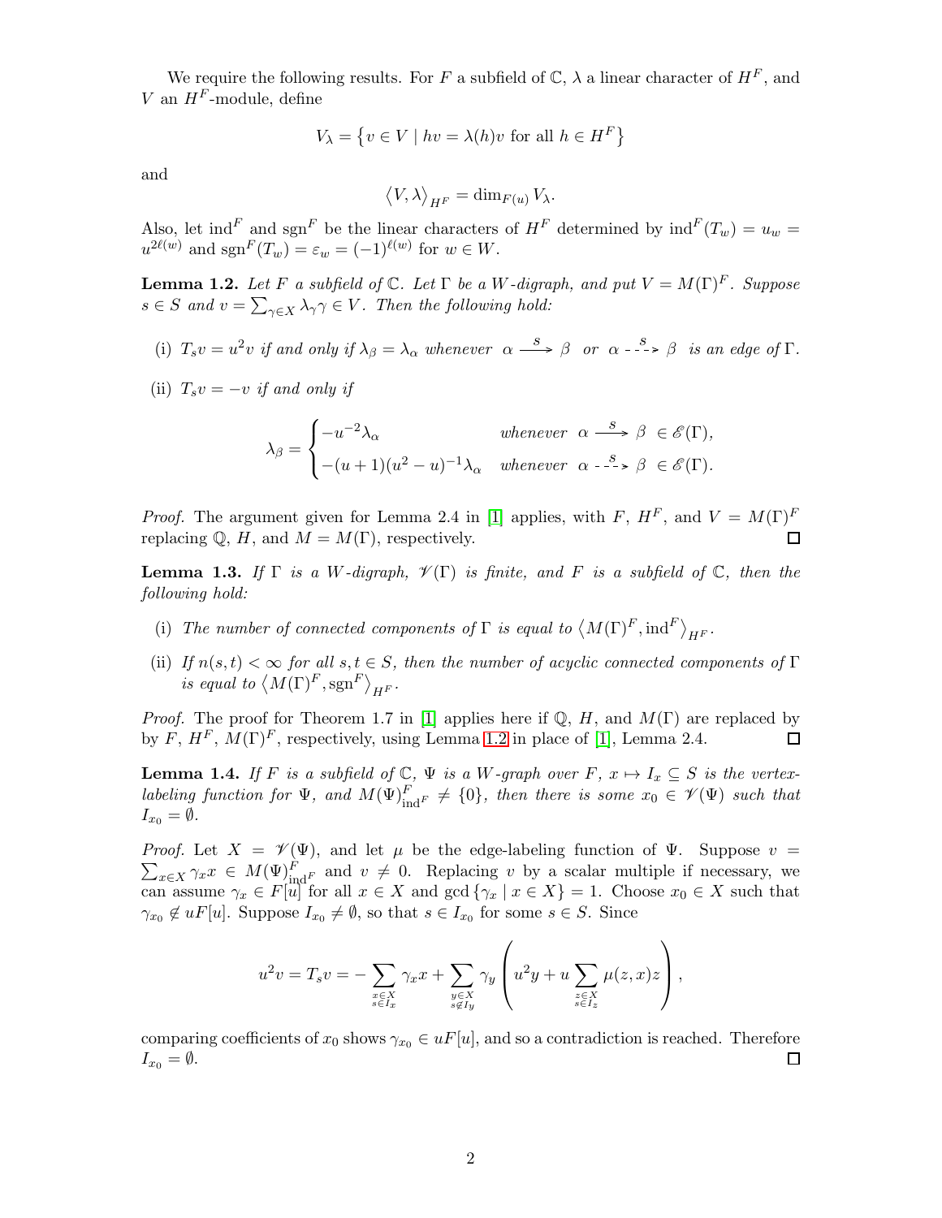We require the following results. For $F$ a subfield of $\mathbb{C}$, $\lambda$ a linear character of $H^F$, and $V$ an $H^F$-module, define

$$V_\lambda = \{ v \in V \mid hv = \lambda(h)v \text{ for all } h \in H^F \}$$

and

$$\langle V, \lambda \rangle_{H^F} = \dim_{F(u)} V_\lambda.$$

Also, let $\operatorname{ind}^F$ and $\operatorname{sgn}^F$ be the linear characters of $H^F$ determined by $\operatorname{ind}^F(T_w) = u_w = u^{2\ell(w)}$ and $\operatorname{sgn}^F(T_w) = \varepsilon_w = (-1)^{\ell(w)}$ for $w \in W$.

**Lemma 1.2.** *Let $F$ a subfield of $\mathbb{C}$. Let $\Gamma$ be a $W$-digraph, and put $V = M(\Gamma)^F$. Suppose $s \in S$ and $v = \sum_{\gamma \in X} \lambda_\gamma \gamma \in V$. Then the following hold:*

(i) *$T_s v = u^2 v$ if and only if $\lambda_\beta = \lambda_\alpha$ whenever $\alpha \xrightarrow{\;s\;} \beta$ or $\alpha \overset{s}{\dashrightarrow} \beta$ is an edge of $\Gamma$.*

(ii) *$T_s v = -v$ if and only if*

$$\lambda_\beta = \begin{cases} -u^{-2}\lambda_\alpha & \text{whenever } \alpha \xrightarrow{\;s\;} \beta \in \mathscr{E}(\Gamma), \\ -(u+1)(u^2-u)^{-1}\lambda_\alpha & \text{whenever } \alpha \overset{s}{\dashrightarrow} \beta \in \mathscr{E}(\Gamma). \end{cases}$$

*Proof.* The argument given for Lemma 2.4 in [1] applies, with $F$, $H^F$, and $V = M(\Gamma)^F$ replacing $\mathbb{Q}$, $H$, and $M = M(\Gamma)$, respectively. □

**Lemma 1.3.** *If $\Gamma$ is a $W$-digraph, $\mathscr{V}(\Gamma)$ is finite, and $F$ is a subfield of $\mathbb{C}$, then the following hold:*

(i) *The number of connected components of $\Gamma$ is equal to $\langle M(\Gamma)^F, \operatorname{ind}^F \rangle_{H^F}$.*

(ii) *If $n(s,t) < \infty$ for all $s, t \in S$, then the number of acyclic connected components of $\Gamma$ is equal to $\langle M(\Gamma)^F, \operatorname{sgn}^F \rangle_{H^F}$.*

*Proof.* The proof for Theorem 1.7 in [1] applies here if $\mathbb{Q}$, $H$, and $M(\Gamma)$ are replaced by by $F$, $H^F$, $M(\Gamma)^F$, respectively, using Lemma 1.2 in place of [1], Lemma 2.4. □

**Lemma 1.4.** *If $F$ is a subfield of $\mathbb{C}$, $\Psi$ is a $W$-graph over $F$, $x \mapsto I_x \subseteq S$ is the vertex-labeling function for $\Psi$, and $M(\Psi)^F_{\operatorname{ind}^F} \neq \{0\}$, then there is some $x_0 \in \mathscr{V}(\Psi)$ such that $I_{x_0} = \emptyset$.*

*Proof.* Let $X = \mathscr{V}(\Psi)$, and let $\mu$ be the edge-labeling function of $\Psi$. Suppose $v = \sum_{x \in X} \gamma_x x \in M(\Psi)^F_{\operatorname{ind}^F}$ and $v \neq 0$. Replacing $v$ by a scalar multiple if necessary, we can assume $\gamma_x \in F[u]$ for all $x \in X$ and $\gcd\{\gamma_x \mid x \in X\} = 1$. Choose $x_0 \in X$ such that $\gamma_{x_0} \notin uF[u]$. Suppose $I_{x_0} \neq \emptyset$, so that $s \in I_{x_0}$ for some $s \in S$. Since

$$u^2 v = T_s v = -\sum_{\substack{x \in X \\ s \in I_x}} \gamma_x x + \sum_{\substack{y \in X \\ s \notin I_y}} \gamma_y \left( u^2 y + u \sum_{\substack{z \in X \\ s \in I_z}} \mu(z,x) z \right),$$

comparing coefficients of $x_0$ shows $\gamma_{x_0} \in uF[u]$, and so a contradiction is reached. Therefore $I_{x_0} = \emptyset$. □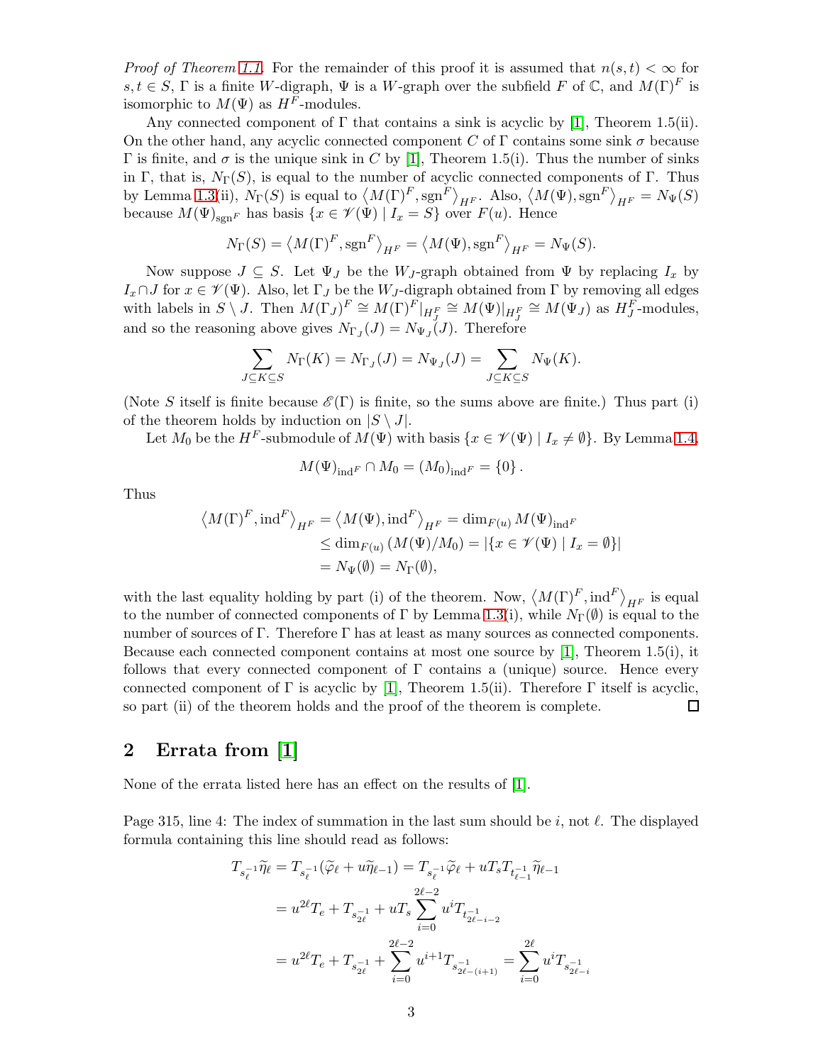*Proof of Theorem 1.1.* For the remainder of this proof it is assumed that $n(s,t) < \infty$ for $s, t \in S$, $\Gamma$ is a finite $W$-digraph, $\Psi$ is a $W$-graph over the subfield $F$ of $\mathbb{C}$, and $M(\Gamma)^F$ is isomorphic to $M(\Psi)$ as $H^F$-modules.

Any connected component of $\Gamma$ that contains a sink is acyclic by [1], Theorem 1.5(ii). On the other hand, any acyclic connected component $C$ of $\Gamma$ contains some sink $\sigma$ because $\Gamma$ is finite, and $\sigma$ is the unique sink in $C$ by [1], Theorem 1.5(i). Thus the number of sinks in $\Gamma$, that is, $N_\Gamma(S)$, is equal to the number of acyclic connected components of $\Gamma$. Thus by Lemma 1.3(ii), $N_\Gamma(S)$ is equal to $\left\langle M(\Gamma)^F, \operatorname{sgn}^F \right\rangle_{H^F}$. Also, $\left\langle M(\Psi), \operatorname{sgn}^F \right\rangle_{H^F} = N_\Psi(S)$ because $M(\Psi)_{\operatorname{sgn}^F}$ has basis $\{x \in \mathscr{V}(\Psi) \mid I_x = S\}$ over $F(u)$. Hence

$$N_\Gamma(S) = \left\langle M(\Gamma)^F, \operatorname{sgn}^F \right\rangle_{H^F} = \left\langle M(\Psi), \operatorname{sgn}^F \right\rangle_{H^F} = N_\Psi(S).$$

Now suppose $J \subseteq S$. Let $\Psi_J$ be the $W_J$-graph obtained from $\Psi$ by replacing $I_x$ by $I_x \cap J$ for $x \in \mathscr{V}(\Psi)$. Also, let $\Gamma_J$ be the $W_J$-digraph obtained from $\Gamma$ by removing all edges with labels in $S \setminus J$. Then $M(\Gamma_J)^F \cong M(\Gamma)^F|_{H_J^F} \cong M(\Psi)|_{H_J^F} \cong M(\Psi_J)$ as $H_J^F$-modules, and so the reasoning above gives $N_{\Gamma_J}(J) = N_{\Psi_J}(J)$. Therefore

$$\sum_{J \subseteq K \subseteq S} N_\Gamma(K) = N_{\Gamma_J}(J) = N_{\Psi_J}(J) = \sum_{J \subseteq K \subseteq S} N_\Psi(K).$$

(Note $S$ itself is finite because $\mathscr{E}(\Gamma)$ is finite, so the sums above are finite.) Thus part (i) of the theorem holds by induction on $|S \setminus J|$.

Let $M_0$ be the $H^F$-submodule of $M(\Psi)$ with basis $\{x \in \mathscr{V}(\Psi) \mid I_x \neq \emptyset\}$. By Lemma 1.4,

$$M(\Psi)_{\operatorname{ind}^F} \cap M_0 = (M_0)_{\operatorname{ind}^F} = \{0\}.$$

Thus

$$\begin{aligned}
\left\langle M(\Gamma)^F, \operatorname{ind}^F \right\rangle_{H^F} = \left\langle M(\Psi), \operatorname{ind}^F \right\rangle_{H^F} &= \dim_{F(u)} M(\Psi)_{\operatorname{ind}^F} \\
&\leq \dim_{F(u)} \left( M(\Psi)/M_0 \right) = |\{x \in \mathscr{V}(\Psi) \mid I_x = \emptyset\}| \\
&= N_\Psi(\emptyset) = N_\Gamma(\emptyset),
\end{aligned}$$

with the last equality holding by part (i) of the theorem. Now, $\left\langle M(\Gamma)^F, \operatorname{ind}^F \right\rangle_{H^F}$ is equal to the number of connected components of $\Gamma$ by Lemma 1.3(i), while $N_\Gamma(\emptyset)$ is equal to the number of sources of $\Gamma$. Therefore $\Gamma$ has at least as many sources as connected components. Because each connected component contains at most one source by [1], Theorem 1.5(i), it follows that every connected component of $\Gamma$ contains a (unique) source. Hence every connected component of $\Gamma$ is acyclic by [1], Theorem 1.5(ii). Therefore $\Gamma$ itself is acyclic, so part (ii) of the theorem holds and the proof of the theorem is complete. $\square$

## 2 Errata from [1]

None of the errata listed here has an effect on the results of [1].

Page 315, line 4: The index of summation in the last sum should be $i$, not $\ell$. The displayed formula containing this line should read as follows:

$$\begin{aligned}
T_{s_\ell^{-1}} \widetilde{\eta}_\ell = T_{s_\ell^{-1}}(\widetilde{\varphi}_\ell + u\widetilde{\eta}_{\ell-1}) &= T_{s_\ell^{-1}} \widetilde{\varphi}_\ell + u T_s T_{t_{\ell-1}^{-1}} \widetilde{\eta}_{\ell-1} \\
&= u^{2\ell} T_e + T_{s_{2\ell}^{-1}} + u T_s \sum_{i=0}^{2\ell-2} u^i T_{t^{-1}_{2\ell-i-2}} \\
&= u^{2\ell} T_e + T_{s_{2\ell}^{-1}} + \sum_{i=0}^{2\ell-2} u^{i+1} T_{s^{-1}_{2\ell-(i+1)}} = \sum_{i=0}^{2\ell} u^i T_{s^{-1}_{2\ell-i}}
\end{aligned}$$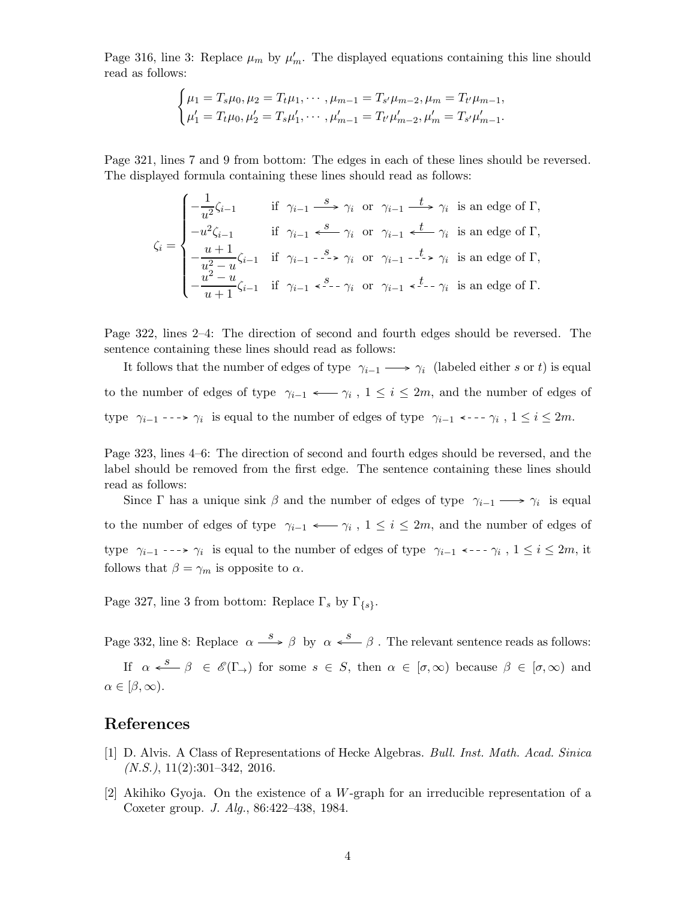Page 316, line 3: Replace $\mu_m$ by $\mu'_m$. The displayed equations containing this line should read as follows:

$$\begin{cases} \mu_1 = T_s\mu_0, \mu_2 = T_t\mu_1, \cdots, \mu_{m-1} = T_{s'}\mu_{m-2}, \mu_m = T_{t'}\mu_{m-1}, \\ \mu'_1 = T_t\mu_0, \mu'_2 = T_s\mu'_1, \cdots, \mu'_{m-1} = T_{t'}\mu'_{m-2}, \mu'_m = T_{s'}\mu'_{m-1}. \end{cases}$$

Page 321, lines 7 and 9 from bottom: The edges in each of these lines should be reversed. The displayed formula containing these lines should read as follows:

$$\zeta_i = \begin{cases} -\dfrac{1}{u^2}\zeta_{i-1} & \text{if } \gamma_{i-1} \xrightarrow{s} \gamma_i \text{ or } \gamma_{i-1} \xrightarrow{t} \gamma_i \text{ is an edge of } \Gamma, \\ -u^2\zeta_{i-1} & \text{if } \gamma_{i-1} \xleftarrow{s} \gamma_i \text{ or } \gamma_{i-1} \xleftarrow{t} \gamma_i \text{ is an edge of } \Gamma, \\ -\dfrac{u+1}{u^2-u}\zeta_{i-1} & \text{if } \gamma_{i-1} \overset{s}{\dashrightarrow} \gamma_i \text{ or } \gamma_{i-1} \overset{t}{\dashrightarrow} \gamma_i \text{ is an edge of } \Gamma, \\ -\dfrac{u^2-u}{u+1}\zeta_{i-1} & \text{if } \gamma_{i-1} \overset{s}{\dashleftarrow} \gamma_i \text{ or } \gamma_{i-1} \overset{t}{\dashleftarrow} \gamma_i \text{ is an edge of } \Gamma. \end{cases}$$

Page 322, lines 2–4: The direction of second and fourth edges should be reversed. The sentence containing these lines should read as follows:

It follows that the number of edges of type $\gamma_{i-1} \longrightarrow \gamma_i$ (labeled either $s$ or $t$) is equal to the number of edges of type $\gamma_{i-1} \longleftarrow \gamma_i$, $1 \leq i \leq 2m$, and the number of edges of type $\gamma_{i-1} \dashrightarrow \gamma_i$ is equal to the number of edges of type $\gamma_{i-1} \dashleftarrow \gamma_i$, $1 \leq i \leq 2m$.

Page 323, lines 4–6: The direction of second and fourth edges should be reversed, and the label should be removed from the first edge. The sentence containing these lines should read as follows:

Since $\Gamma$ has a unique sink $\beta$ and the number of edges of type $\gamma_{i-1} \longrightarrow \gamma_i$ is equal to the number of edges of type $\gamma_{i-1} \longleftarrow \gamma_i$, $1 \leq i \leq 2m$, and the number of edges of type $\gamma_{i-1} \dashrightarrow \gamma_i$ is equal to the number of edges of type $\gamma_{i-1} \dashleftarrow \gamma_i$, $1 \leq i \leq 2m$, it follows that $\beta = \gamma_m$ is opposite to $\alpha$.

Page 327, line 3 from bottom: Replace $\Gamma_s$ by $\Gamma_{\{s\}}$.

Page 332, line 8: Replace $\alpha \xrightarrow{s} \beta$ by $\alpha \xleftarrow{s} \beta$. The relevant sentence reads as follows:

If $\alpha \xleftarrow{s} \beta \in \mathscr{E}(\Gamma_\to)$ for some $s \in S$, then $\alpha \in [\sigma, \infty)$ because $\beta \in [\sigma, \infty)$ and $\alpha \in [\beta, \infty)$.

## References

[1] D. Alvis. A Class of Representations of Hecke Algebras. *Bull. Inst. Math. Acad. Sinica (N.S.)*, 11(2):301–342, 2016.

[2] Akihiko Gyoja. On the existence of a $W$-graph for an irreducible representation of a Coxeter group. *J. Alg.*, 86:422–438, 1984.